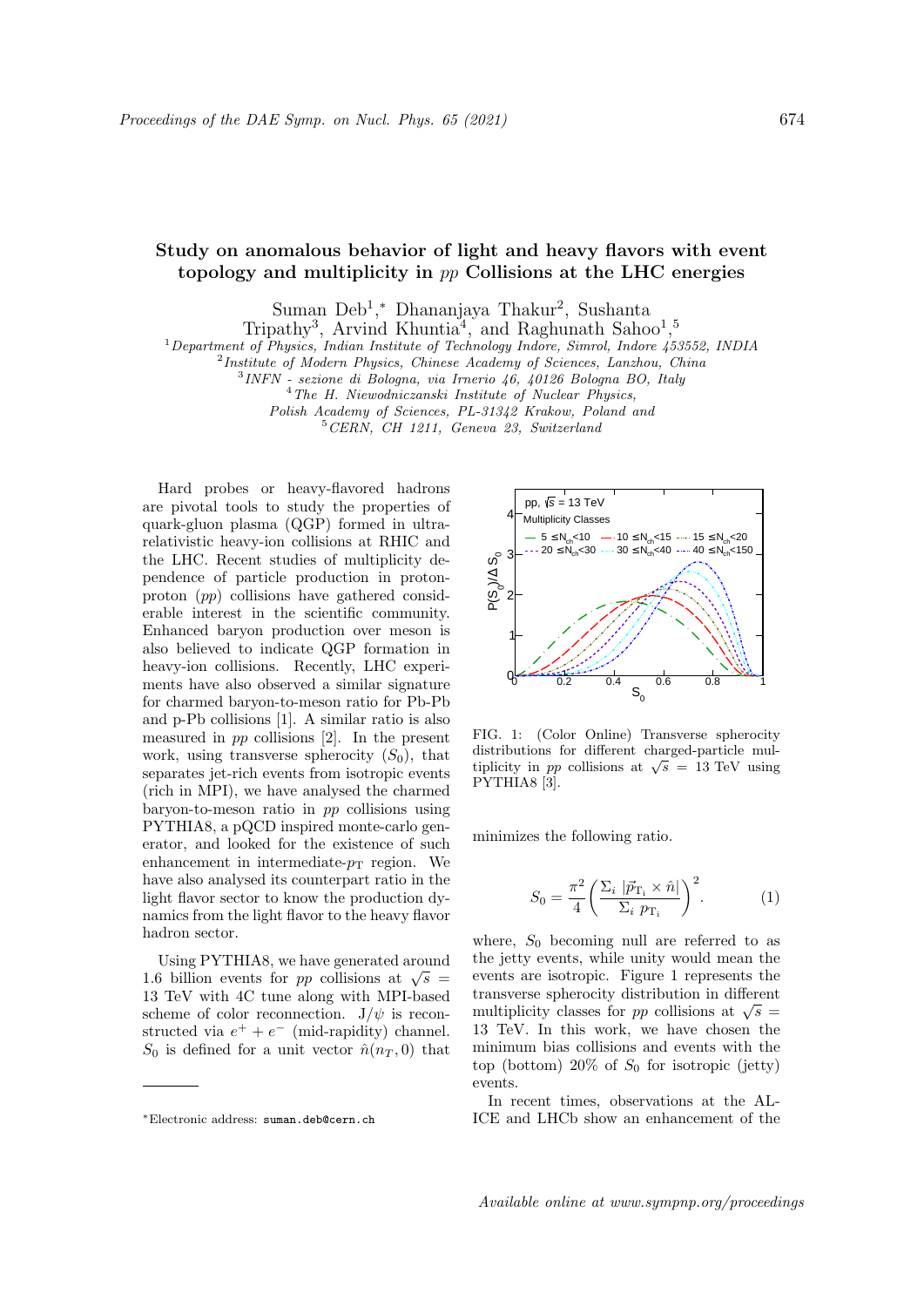# Study on anomalous behavior of light and heavy flavors with event topology and multiplicity in $pp$ Collisions at the LHC energies

Suman Deb[1,*] Dhananjaya Thakur[2], Sushanta Tripathy[3], Arvind Khuntia[4], and Raghunath Sahoo[1,5]

[1] *Department of Physics, Indian Institute of Technology Indore, Simrol, Indore 453552, INDIA*
[2] *Institute of Modern Physics, Chinese Academy of Sciences, Lanzhou, China*
[3] *INFN - sezione di Bologna, via Irnerio 46, 40126 Bologna BO, Italy*
[4] *The H. Niewodniczanski Institute of Nuclear Physics, Polish Academy of Sciences, PL-31342 Krakow, Poland and*
[5] *CERN, CH 1211, Geneva 23, Switzerland*

Hard probes or heavy-flavored hadrons are pivotal tools to study the properties of quark-gluon plasma (QGP) formed in ultra-relativistic heavy-ion collisions at RHIC and the LHC. Recent studies of multiplicity dependence of particle production in proton-proton ($pp$) collisions have gathered considerable interest in the scientific community. Enhanced baryon production over meson is also believed to indicate QGP formation in heavy-ion collisions. Recently, LHC experiments have also observed a similar signature for charmed baryon-to-meson ratio for Pb-Pb and p-Pb collisions [1]. A similar ratio is also measured in $pp$ collisions [2]. In the present work, using transverse spherocity ($S_0$), that separates jet-rich events from isotropic events (rich in MPI), we have analysed the charmed baryon-to-meson ratio in $pp$ collisions using PYTHIA8, a pQCD inspired monte-carlo generator, and looked for the existence of such enhancement in intermediate-$p_{\rm T}$ region. We have also analysed its counterpart ratio in the light flavor sector to know the production dynamics from the light flavor to the heavy flavor hadron sector.

Using PYTHIA8, we have generated around 1.6 billion events for $pp$ collisions at $\sqrt{s}$ = 13 TeV with 4C tune along with MPI-based scheme of color reconnection. J/$\psi$ is reconstructed via $e^+ + e^-$ (mid-rapidity) channel. $S_0$ is defined for a unit vector $\hat{n}(n_T, 0)$ that minimizes the following ratio.

FIG. 1: (Color Online) Transverse spherocity distributions for different charged-particle multiplicity in $pp$ collisions at $\sqrt{s}$ = 13 TeV using PYTHIA8 [3].

$$S_0 = \frac{\pi^2}{4}\left(\frac{\Sigma_i\ |\vec{p}_{\rm T_i} \times \hat{n}|}{\Sigma_i\ p_{\rm T_i}}\right)^2. \qquad (1)$$

where, $S_0$ becoming null are referred to as the jetty events, while unity would mean the events are isotropic. Figure 1 represents the transverse spherocity distribution in different multiplicity classes for $pp$ collisions at $\sqrt{s}$ = 13 TeV. In this work, we have chosen the minimum bias collisions and events with the top (bottom) 20% of $S_0$ for isotropic (jetty) events.

In recent times, observations at the ALICE and LHCb show an enhancement of the

*Electronic address: suman.deb@cern.ch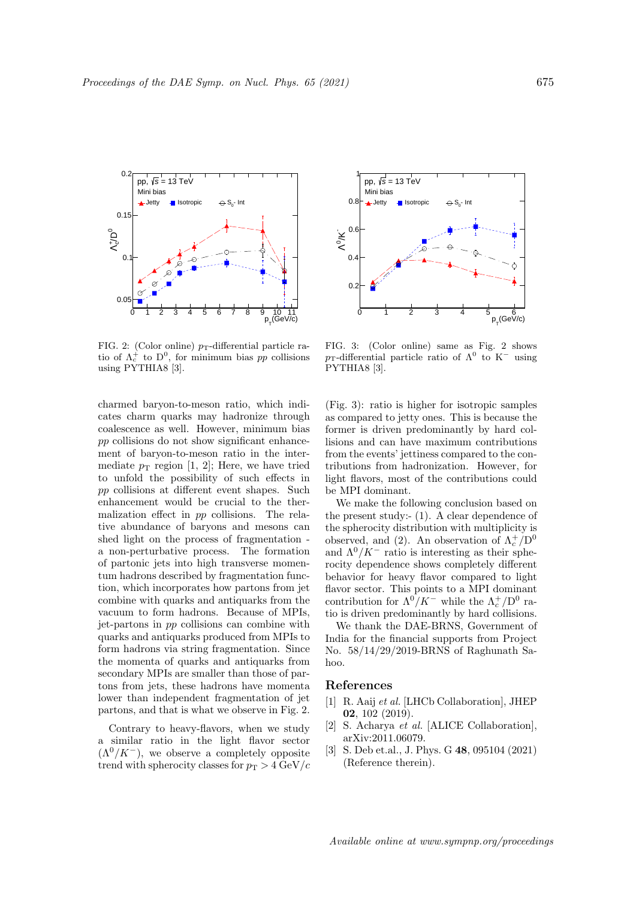pp, $\sqrt{s}$ = 13 TeV

Mini bias

Jetty
Isotropic
$S_0$- Int

$\Lambda_c^+/D^0$

0.2
0.15
0.1
0.05

0 1 2 3 4 5 6 7 8 9 10 11

$p_T$(GeV/c)

FIG. 2: (Color online) $p_{\rm T}$-differential particle ratio of $\Lambda_c^+$ to $D^0$, for minimum bias $pp$ collisions using PYTHIA8 [3].

pp, $\sqrt{s}$ = 13 TeV

Mini bias

Jetty
Isotropic
$S_0$- Int

$\Lambda^0/K^-$

1
0.8
0.6
0.4
0.2

0 1 2 3 4 5 6

$p_T$(GeV/c)

FIG. 3: (Color online) same as Fig. 2 shows $p_{\rm T}$-differential particle ratio of $\Lambda^0$ to $K^-$ using PYTHIA8 [3].

charmed baryon-to-meson ratio, which indicates charm quarks may hadronize through coalescence as well. However, minimum bias $pp$ collisions do not show significant enhancement of baryon-to-meson ratio in the intermediate $p_{\rm T}$ region [1, 2]; Here, we have tried to unfold the possibility of such effects in $pp$ collisions at different event shapes. Such enhancement would be crucial to the thermalization effect in $pp$ collisions. The relative abundance of baryons and mesons can shed light on the process of fragmentation - a non-perturbative process. The formation of partonic jets into high transverse momentum hadrons described by fragmentation function, which incorporates how partons from jet combine with quarks and antiquarks from the vacuum to form hadrons. Because of MPIs, jet-partons in $pp$ collisions can combine with quarks and antiquarks produced from MPIs to form hadrons via string fragmentation. Since the momenta of quarks and antiquarks from secondary MPIs are smaller than those of partons from jets, these hadrons have momenta lower than independent fragmentation of jet partons, and that is what we observe in Fig. 2.

Contrary to heavy-flavors, when we study a similar ratio in the light flavor sector ($\Lambda^0/K^-$), we observe a completely opposite trend with spherocity classes for $p_{\rm T} > 4$ GeV/$c$ (Fig. 3): ratio is higher for isotropic samples as compared to jetty ones. This is because the former is driven predominantly by hard collisions and can have maximum contributions from the events' jettiness compared to the contributions from hadronization. However, for light flavors, most of the contributions could be MPI dominant.

We make the following conclusion based on the present study:- (1). A clear dependence of the spherocity distribution with multiplicity is observed, and (2). An observation of $\Lambda_c^+/D^0$ and $\Lambda^0/K^-$ ratio is interesting as their spherocity dependence shows completely different behavior for heavy flavor compared to light flavor sector. This points to a MPI dominant contribution for $\Lambda^0/K^-$ while the $\Lambda_c^+/D^0$ ratio is driven predominantly by hard collisions.

We thank the DAE-BRNS, Government of India for the financial supports from Project No. 58/14/29/2019-BRNS of Raghunath Sahoo.

## References

[1] R. Aaij *et al.* [LHCb Collaboration], JHEP **02**, 102 (2019).

[2] S. Acharya *et al.* [ALICE Collaboration], arXiv:2011.06079.

[3] S. Deb et.al., J. Phys. G **48**, 095104 (2021) (Reference therein).